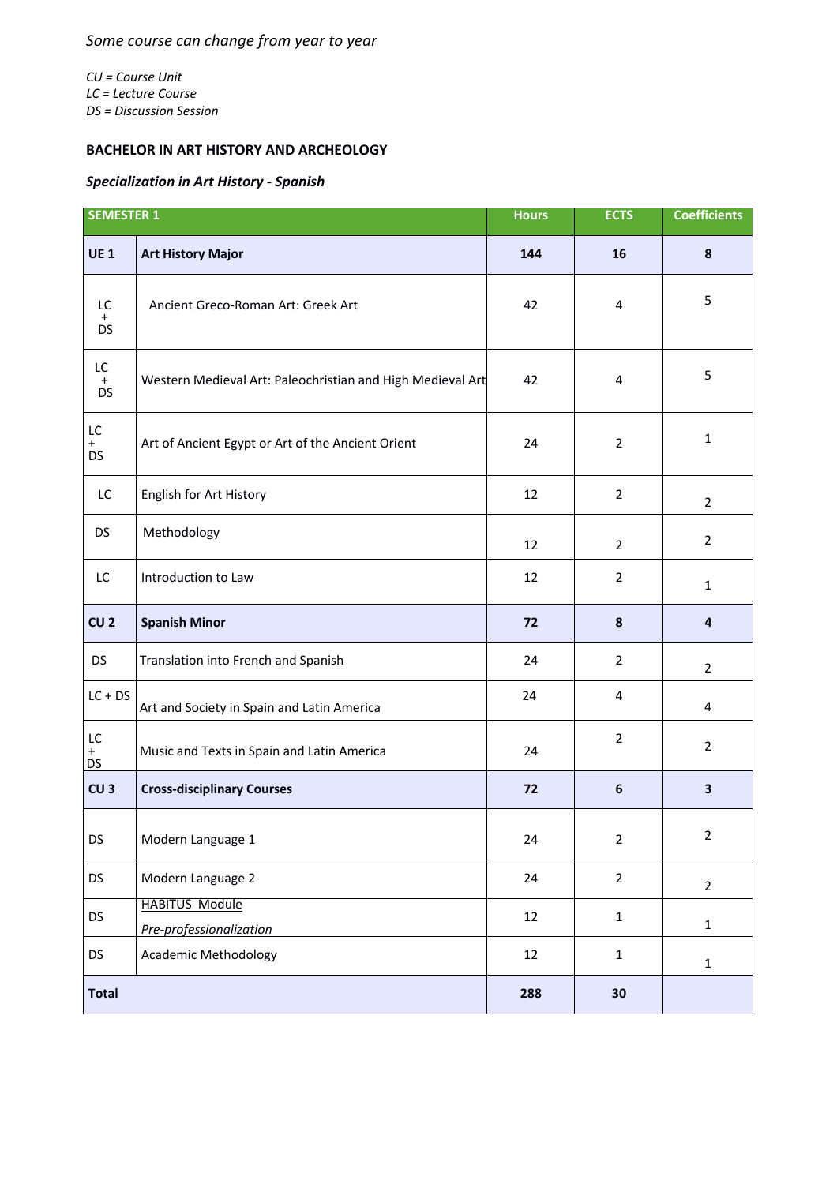*Some course can change from year to year*

*CU = Course Unit*
*LC = Lecture Course*
*DS = Discussion Session*

**BACHELOR IN ART HISTORY AND ARCHEOLOGY**

***Specialization in Art History - Spanish***

| SEMESTER 1 | | Hours | ECTS | Coefficients |
|---|---|---|---|---|
| **UE 1** | **Art History Major** | **144** | **16** | **8** |
| LC + DS | Ancient Greco-Roman Art: Greek Art | 42 | 4 | 5 |
| LC + DS | Western Medieval Art: Paleochristian and High Medieval Art | 42 | 4 | 5 |
| LC + DS | Art of Ancient Egypt or Art of the Ancient Orient | 24 | 2 | 1 |
| LC | English for Art History | 12 | 2 | 2 |
| DS | Methodology | 12 | 2 | 2 |
| LC | Introduction to Law | 12 | 2 | 1 |
| **CU 2** | **Spanish Minor** | **72** | **8** | **4** |
| DS | Translation into French and Spanish | 24 | 2 | 2 |
| LC + DS | Art and Society in Spain and Latin America | 24 | 4 | 4 |
| LC + DS | Music and Texts in Spain and Latin America | 24 | 2 | 2 |
| **CU 3** | **Cross-disciplinary Courses** | **72** | **6** | **3** |
| DS | Modern Language 1 | 24 | 2 | 2 |
| DS | Modern Language 2 | 24 | 2 | 2 |
| DS | HABITUS Module *Pre-professionalization* | 12 | 1 | 1 |
| DS | Academic Methodology | 12 | 1 | 1 |
| **Total** | | **288** | **30** | |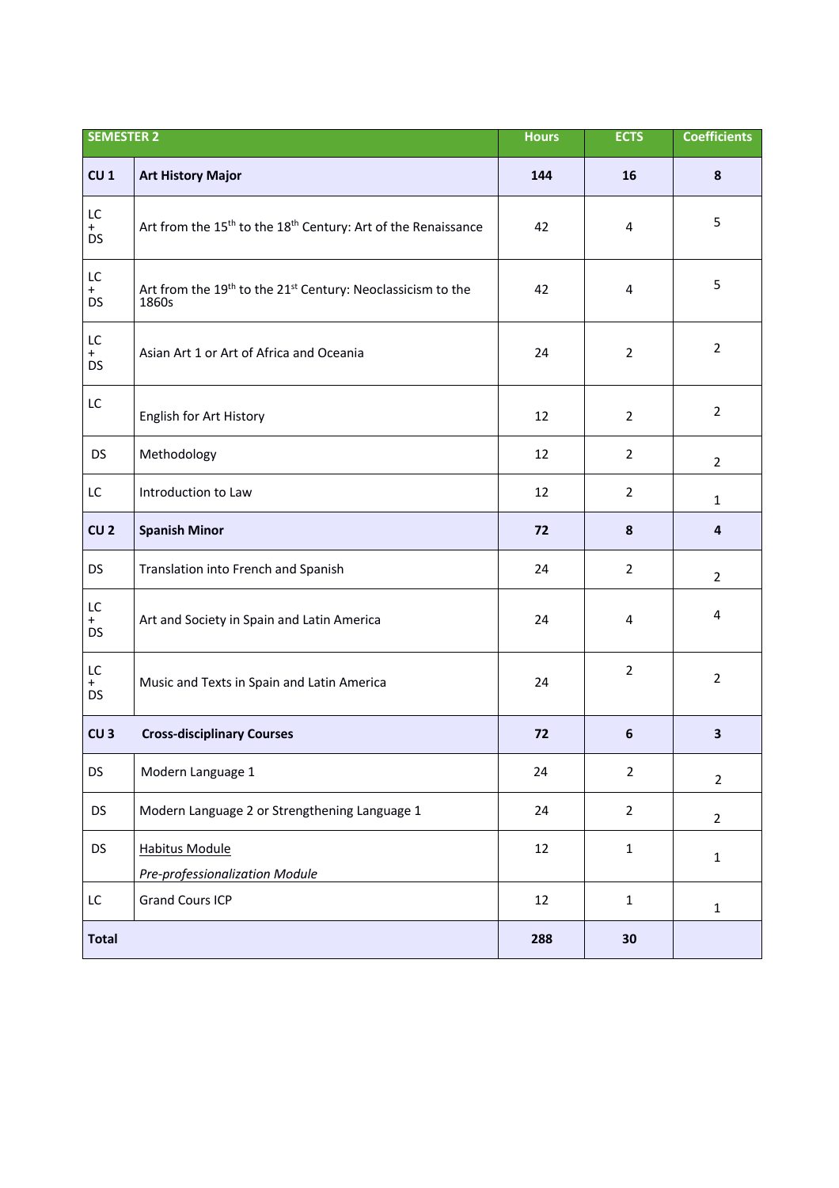| SEMESTER 2 | | Hours | ECTS | Coefficients |
|---|---|---|---|---|
| **CU 1** | **Art History Major** | **144** | **16** | **8** |
| LC + DS | Art from the 15th to the 18th Century: Art of the Renaissance | 42 | 4 | 5 |
| LC + DS | Art from the 19th to the 21st Century: Neoclassicism to the 1860s | 42 | 4 | 5 |
| LC + DS | Asian Art 1 or Art of Africa and Oceania | 24 | 2 | 2 |
| LC | English for Art History | 12 | 2 | 2 |
| DS | Methodology | 12 | 2 | 2 |
| LC | Introduction to Law | 12 | 2 | 1 |
| **CU 2** | **Spanish Minor** | **72** | **8** | **4** |
| DS | Translation into French and Spanish | 24 | 2 | 2 |
| LC + DS | Art and Society in Spain and Latin America | 24 | 4 | 4 |
| LC + DS | Music and Texts in Spain and Latin America | 24 | 2 | 2 |
| **CU 3** | **Cross-disciplinary Courses** | **72** | **6** | **3** |
| DS | Modern Language 1 | 24 | 2 | 2 |
| DS | Modern Language 2 or Strengthening Language 1 | 24 | 2 | 2 |
| DS | Habitus Module *Pre-professionalization Module* | 12 | 1 | 1 |
| LC | Grand Cours ICP | 12 | 1 | 1 |
| **Total** | | **288** | **30** | |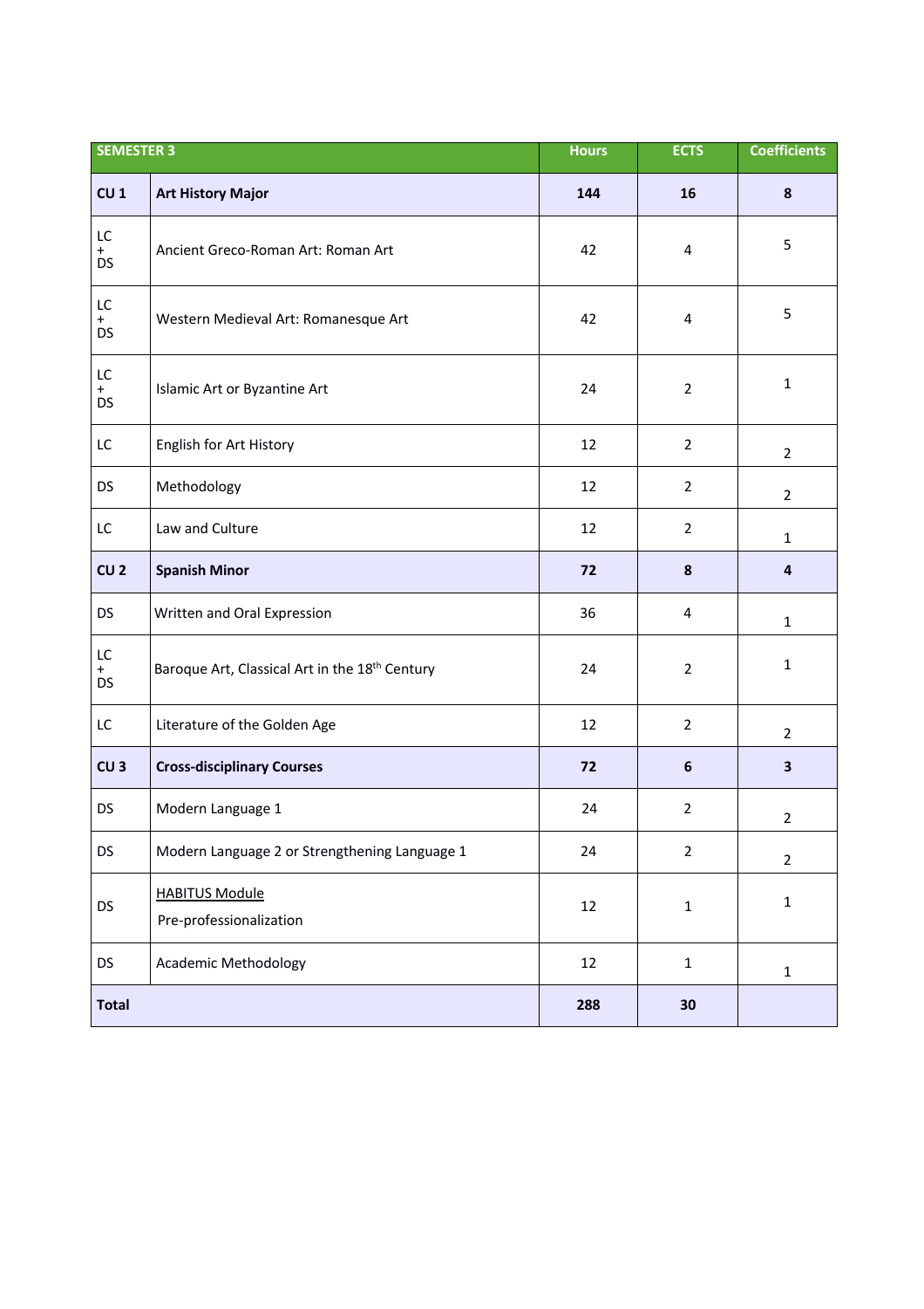| SEMESTER 3 | | Hours | ECTS | Coefficients |
|---|---|---|---|---|
| **CU 1** | **Art History Major** | **144** | **16** | **8** |
| LC + DS | Ancient Greco-Roman Art: Roman Art | 42 | 4 | 5 |
| LC + DS | Western Medieval Art: Romanesque Art | 42 | 4 | 5 |
| LC + DS | Islamic Art or Byzantine Art | 24 | 2 | 1 |
| LC | English for Art History | 12 | 2 | 2 |
| DS | Methodology | 12 | 2 | 2 |
| LC | Law and Culture | 12 | 2 | 1 |
| **CU 2** | **Spanish Minor** | **72** | **8** | **4** |
| DS | Written and Oral Expression | 36 | 4 | 1 |
| LC + DS | Baroque Art, Classical Art in the 18th Century | 24 | 2 | 1 |
| LC | Literature of the Golden Age | 12 | 2 | 2 |
| **CU 3** | **Cross-disciplinary Courses** | **72** | **6** | **3** |
| DS | Modern Language 1 | 24 | 2 | 2 |
| DS | Modern Language 2 or Strengthening Language 1 | 24 | 2 | 2 |
| DS | HABITUS Module<br>Pre-professionalization | 12 | 1 | 1 |
| DS | Academic Methodology | 12 | 1 | 1 |
| **Total** | | **288** | **30** | |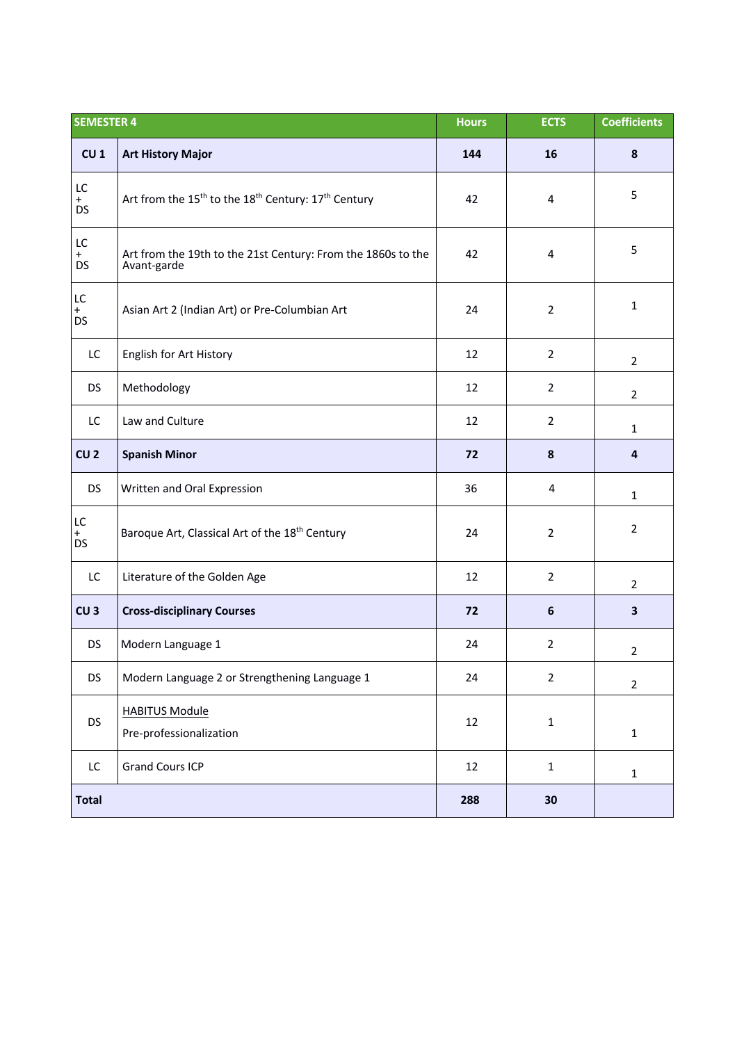| SEMESTER 4 | | Hours | ECTS | Coefficients |
|---|---|---|---|---|
| **CU 1** | **Art History Major** | **144** | **16** | **8** |
| LC + DS | Art from the 15th to the 18th Century: 17th Century | 42 | 4 | 5 |
| LC + DS | Art from the 19th to the 21st Century: From the 1860s to the Avant-garde | 42 | 4 | 5 |
| LC + DS | Asian Art 2 (Indian Art) or Pre-Columbian Art | 24 | 2 | 1 |
| LC | English for Art History | 12 | 2 | 2 |
| DS | Methodology | 12 | 2 | 2 |
| LC | Law and Culture | 12 | 2 | 1 |
| **CU 2** | **Spanish Minor** | **72** | **8** | **4** |
| DS | Written and Oral Expression | 36 | 4 | 1 |
| LC + DS | Baroque Art, Classical Art of the 18th Century | 24 | 2 | 2 |
| LC | Literature of the Golden Age | 12 | 2 | 2 |
| **CU 3** | **Cross-disciplinary Courses** | **72** | **6** | **3** |
| DS | Modern Language 1 | 24 | 2 | 2 |
| DS | Modern Language 2 or Strengthening Language 1 | 24 | 2 | 2 |
| DS | HABITUS Module<br>Pre-professionalization | 12 | 1 | 1 |
| LC | Grand Cours ICP | 12 | 1 | 1 |
| **Total** | | **288** | **30** | |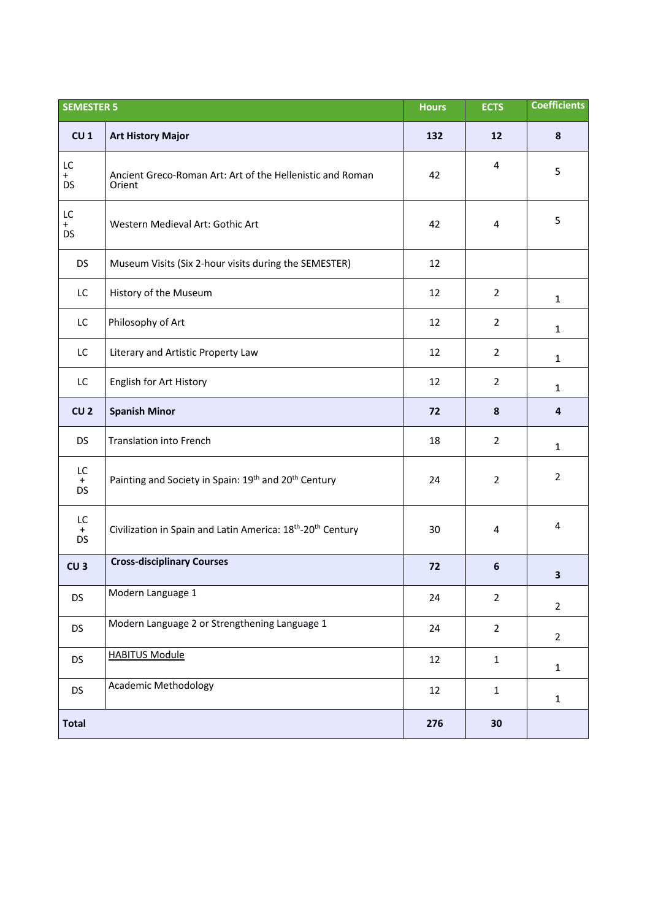| SEMESTER 5 | | Hours | ECTS | Coefficients |
|---|---|---|---|---|
| **CU 1** | **Art History Major** | **132** | **12** | **8** |
| LC + DS | Ancient Greco-Roman Art: Art of the Hellenistic and Roman Orient | 42 | 4 | 5 |
| LC + DS | Western Medieval Art: Gothic Art | 42 | 4 | 5 |
| DS | Museum Visits (Six 2-hour visits during the SEMESTER) | 12 | | |
| LC | History of the Museum | 12 | 2 | 1 |
| LC | Philosophy of Art | 12 | 2 | 1 |
| LC | Literary and Artistic Property Law | 12 | 2 | 1 |
| LC | English for Art History | 12 | 2 | 1 |
| **CU 2** | **Spanish Minor** | **72** | **8** | **4** |
| DS | Translation into French | 18 | 2 | 1 |
| LC + DS | Painting and Society in Spain: 19th and 20th Century | 24 | 2 | 2 |
| LC + DS | Civilization in Spain and Latin America: 18th-20th Century | 30 | 4 | 4 |
| **CU 3** | **Cross-disciplinary Courses** | **72** | **6** | **3** |
| DS | Modern Language 1 | 24 | 2 | 2 |
| DS | Modern Language 2 or Strengthening Language 1 | 24 | 2 | 2 |
| DS | HABITUS Module | 12 | 1 | 1 |
| DS | Academic Methodology | 12 | 1 | 1 |
| **Total** | | **276** | **30** | |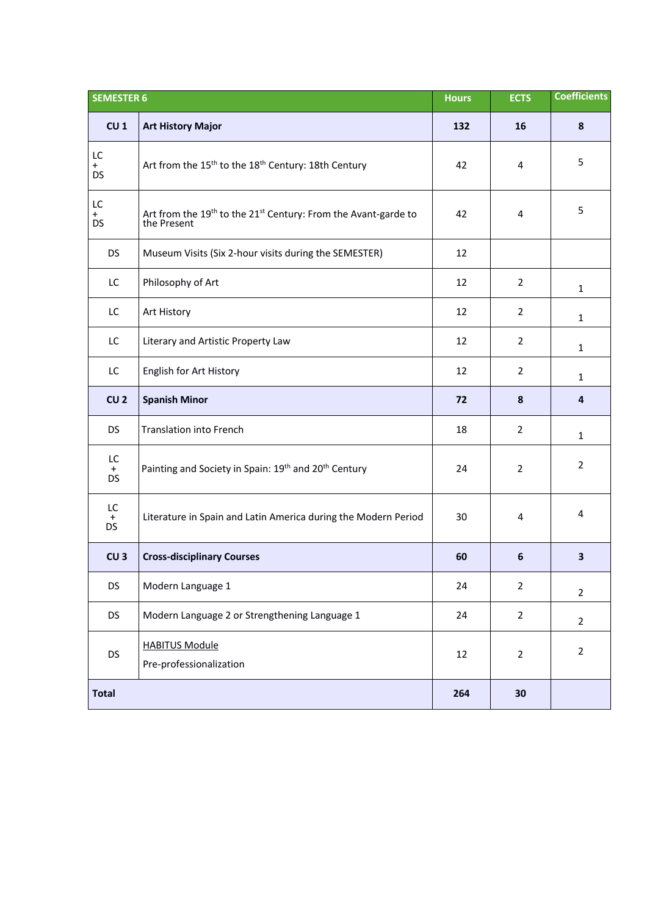| SEMESTER 6 | | Hours | ECTS | Coefficients |
|---|---|---|---|---|
| **CU 1** | **Art History Major** | **132** | **16** | **8** |
| LC + DS | Art from the 15th to the 18th Century: 18th Century | 42 | 4 | 5 |
| LC + DS | Art from the 19th to the 21st Century: From the Avant-garde to the Present | 42 | 4 | 5 |
| DS | Museum Visits (Six 2-hour visits during the SEMESTER) | 12 | | |
| LC | Philosophy of Art | 12 | 2 | 1 |
| LC | Art History | 12 | 2 | 1 |
| LC | Literary and Artistic Property Law | 12 | 2 | 1 |
| LC | English for Art History | 12 | 2 | 1 |
| **CU 2** | **Spanish Minor** | **72** | **8** | **4** |
| DS | Translation into French | 18 | 2 | 1 |
| LC + DS | Painting and Society in Spain: 19th and 20th Century | 24 | 2 | 2 |
| LC + DS | Literature in Spain and Latin America during the Modern Period | 30 | 4 | 4 |
| **CU 3** | **Cross-disciplinary Courses** | **60** | **6** | **3** |
| DS | Modern Language 1 | 24 | 2 | 2 |
| DS | Modern Language 2 or Strengthening Language 1 | 24 | 2 | 2 |
| DS | HABITUS Module<br>Pre-professionalization | 12 | 2 | 2 |
| **Total** | | **264** | **30** | |